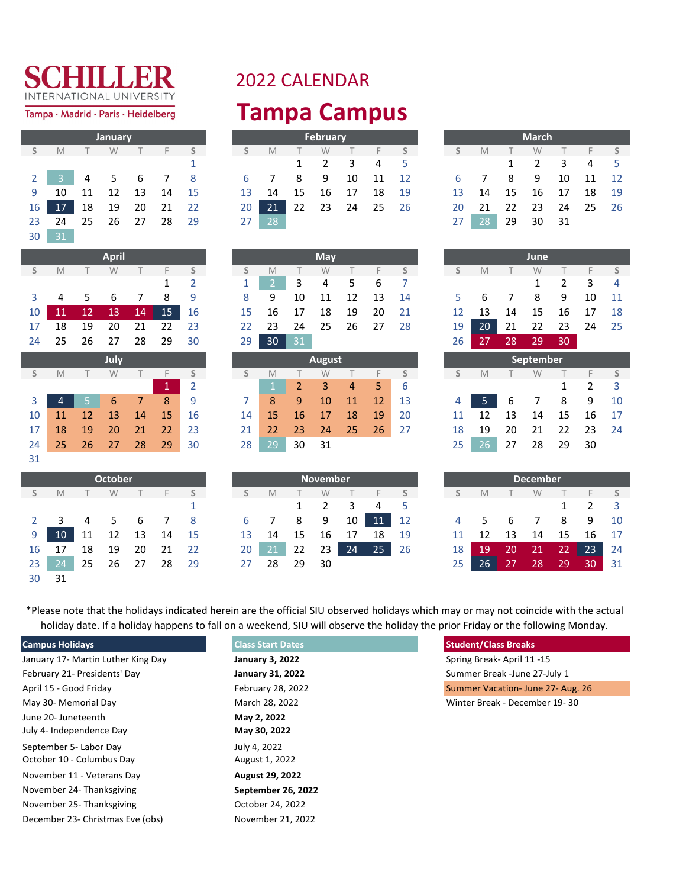# SCHILLER INTERNATIONAL UNIVERSITY

Tampa · Madrid · Paris · Heidelberg

## 2022 CALENDAR

# Tampa Campus

### January

| S | M | T | W | T | F | S |
|---|---|---|---|---|---|---|
| | | | | | | 1 |
| 2 | 3 | 4 | 5 | 6 | 7 | 8 |
| 9 | 10 | 11 | 12 | 13 | 14 | 15 |
| 16 | 17 | 18 | 19 | 20 | 21 | 22 |
| 23 | 24 | 25 | 26 | 27 | 28 | 29 |
| 30 | 31 | | | | | |

### February

| S | M | T | W | T | F | S |
|---|---|---|---|---|---|---|
| | | 1 | 2 | 3 | 4 | 5 |
| 6 | 7 | 8 | 9 | 10 | 11 | 12 |
| 13 | 14 | 15 | 16 | 17 | 18 | 19 |
| 20 | 21 | 22 | 23 | 24 | 25 | 26 |
| 27 | 28 | | | | | |

### March

| S | M | T | W | T | F | S |
|---|---|---|---|---|---|---|
| | | 1 | 2 | 3 | 4 | 5 |
| 6 | 7 | 8 | 9 | 10 | 11 | 12 |
| 13 | 14 | 15 | 16 | 17 | 18 | 19 |
| 20 | 21 | 22 | 23 | 24 | 25 | 26 |
| 27 | 28 | 29 | 30 | 31 | | |

### April

| S | M | T | W | T | F | S |
|---|---|---|---|---|---|---|
| | | | | | 1 | 2 |
| 3 | 4 | 5 | 6 | 7 | 8 | 9 |
| 10 | 11 | 12 | 13 | 14 | 15 | 16 |
| 17 | 18 | 19 | 20 | 21 | 22 | 23 |
| 24 | 25 | 26 | 27 | 28 | 29 | 30 |

### May

| S | M | T | W | T | F | S |
|---|---|---|---|---|---|---|
| 1 | 2 | 3 | 4 | 5 | 6 | 7 |
| 8 | 9 | 10 | 11 | 12 | 13 | 14 |
| 15 | 16 | 17 | 18 | 19 | 20 | 21 |
| 22 | 23 | 24 | 25 | 26 | 27 | 28 |
| 29 | 30 | 31 | | | | |

### June

| S | M | T | W | T | F | S |
|---|---|---|---|---|---|---|
| | | | 1 | 2 | 3 | 4 |
| 5 | 6 | 7 | 8 | 9 | 10 | 11 |
| 12 | 13 | 14 | 15 | 16 | 17 | 18 |
| 19 | 20 | 21 | 22 | 23 | 24 | 25 |
| 26 | 27 | 28 | 29 | 30 | | |

### July

| S | M | T | W | T | F | S |
|---|---|---|---|---|---|---|
| | | | | | 1 | 2 |
| 3 | 4 | 5 | 6 | 7 | 8 | 9 |
| 10 | 11 | 12 | 13 | 14 | 15 | 16 |
| 17 | 18 | 19 | 20 | 21 | 22 | 23 |
| 24 | 25 | 26 | 27 | 28 | 29 | 30 |
| 31 | | | | | | |

### August

| S | M | T | W | T | F | S |
|---|---|---|---|---|---|---|
| | 1 | 2 | 3 | 4 | 5 | 6 |
| 7 | 8 | 9 | 10 | 11 | 12 | 13 |
| 14 | 15 | 16 | 17 | 18 | 19 | 20 |
| 21 | 22 | 23 | 24 | 25 | 26 | 27 |
| 28 | 29 | 30 | 31 | | | |

### September

| S | M | T | W | T | F | S |
|---|---|---|---|---|---|---|
| | | | | 1 | 2 | 3 |
| 4 | 5 | 6 | 7 | 8 | 9 | 10 |
| 11 | 12 | 13 | 14 | 15 | 16 | 17 |
| 18 | 19 | 20 | 21 | 22 | 23 | 24 |
| 25 | 26 | 27 | 28 | 29 | 30 | |

### October

| S | M | T | W | T | F | S |
|---|---|---|---|---|---|---|
| | | | | | | 1 |
| 2 | 3 | 4 | 5 | 6 | 7 | 8 |
| 9 | 10 | 11 | 12 | 13 | 14 | 15 |
| 16 | 17 | 18 | 19 | 20 | 21 | 22 |
| 23 | 24 | 25 | 26 | 27 | 28 | 29 |
| 30 | 31 | | | | | |

### November

| S | M | T | W | T | F | S |
|---|---|---|---|---|---|---|
| | | 1 | 2 | 3 | 4 | 5 |
| 6 | 7 | 8 | 9 | 10 | 11 | 12 |
| 13 | 14 | 15 | 16 | 17 | 18 | 19 |
| 20 | 21 | 22 | 23 | 24 | 25 | 26 |
| 27 | 28 | 29 | 30 | | | |

### December

| S | M | T | W | T | F | S |
|---|---|---|---|---|---|---|
| | | | | 1 | 2 | 3 |
| 4 | 5 | 6 | 7 | 8 | 9 | 10 |
| 11 | 12 | 13 | 14 | 15 | 16 | 17 |
| 18 | 19 | 20 | 21 | 22 | 23 | 24 |
| 25 | 26 | 27 | 28 | 29 | 30 | 31 |

*Please note that the holidays indicated herein are the official SIU observed holidays which may or may not coincide with the actual holiday date. If a holiday happens to fall on a weekend, SIU will observe the holiday the prior Friday or the following Monday.

### Campus Holidays

- January 17- Martin Luther King Day
- February 21- Presidents' Day
- April 15 - Good Friday
- May 30- Memorial Day
- June 20- Juneteenth
- July 4- Independence Day
- September 5- Labor Day
- October 10 - Columbus Day
- November 11 - Veterans Day
- November 24- Thanksgiving
- November 25- Thanksgiving
- December 23- Christmas Eve (obs)

### Class Start Dates

- **January 3, 2022**
- **January 31, 2022**
- February 28, 2022
- March 28, 2022
- **May 2, 2022**
- **May 30, 2022**
- July 4, 2022
- August 1, 2022
- **August 29, 2022**
- **September 26, 2022**
- October 24, 2022
- November 21, 2022

### Student/Class Breaks

- Spring Break- April 11 -15
- Summer Break -June 27-July 1
- Summer Vacation- June 27- Aug. 26
- Winter Break - December 19- 30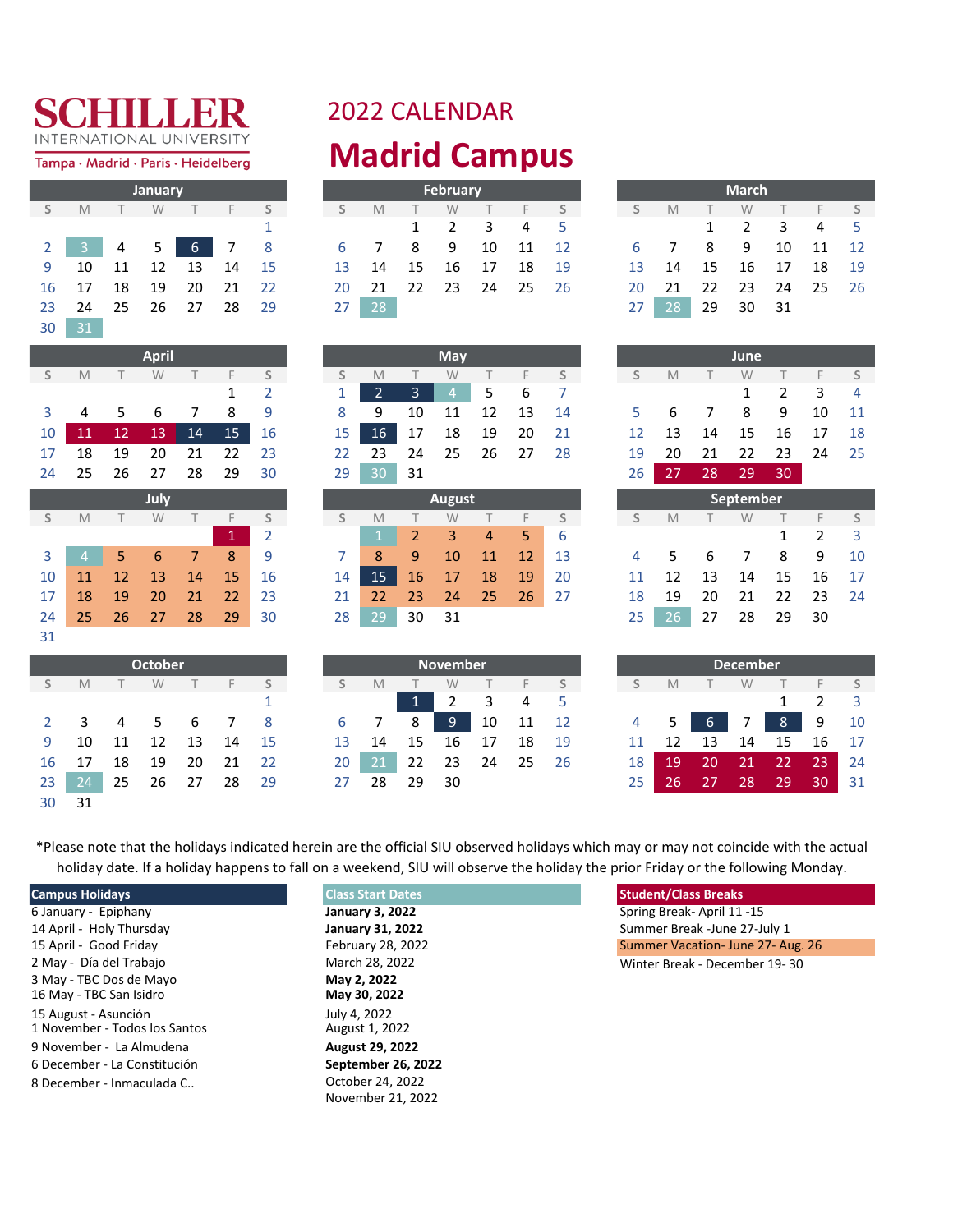SCHILLER INTERNATIONAL UNIVERSITY

Tampa · Madrid · Paris · Heidelberg

# 2022 CALENDAR

# Madrid Campus

### January

| S | M | T | W | T | F | S |
|---|---|---|---|---|---|---|
| | | | | | | 1 |
| 2 | 3 | 4 | 5 | 6 | 7 | 8 |
| 9 | 10 | 11 | 12 | 13 | 14 | 15 |
| 16 | 17 | 18 | 19 | 20 | 21 | 22 |
| 23 | 24 | 25 | 26 | 27 | 28 | 29 |
| 30 | 31 | | | | | |

### February

| S | M | T | W | T | F | S |
|---|---|---|---|---|---|---|
| | | 1 | 2 | 3 | 4 | 5 |
| 6 | 7 | 8 | 9 | 10 | 11 | 12 |
| 13 | 14 | 15 | 16 | 17 | 18 | 19 |
| 20 | 21 | 22 | 23 | 24 | 25 | 26 |
| 27 | 28 | | | | | |

### March

| S | M | T | W | T | F | S |
|---|---|---|---|---|---|---|
| | | 1 | 2 | 3 | 4 | 5 |
| 6 | 7 | 8 | 9 | 10 | 11 | 12 |
| 13 | 14 | 15 | 16 | 17 | 18 | 19 |
| 20 | 21 | 22 | 23 | 24 | 25 | 26 |
| 27 | 28 | 29 | 30 | 31 | | |

### April

| S | M | T | W | T | F | S |
|---|---|---|---|---|---|---|
| | | | | | 1 | 2 |
| 3 | 4 | 5 | 6 | 7 | 8 | 9 |
| 10 | 11 | 12 | 13 | 14 | 15 | 16 |
| 17 | 18 | 19 | 20 | 21 | 22 | 23 |
| 24 | 25 | 26 | 27 | 28 | 29 | 30 |

### May

| S | M | T | W | T | F | S |
|---|---|---|---|---|---|---|
| 1 | 2 | 3 | 4 | 5 | 6 | 7 |
| 8 | 9 | 10 | 11 | 12 | 13 | 14 |
| 15 | 16 | 17 | 18 | 19 | 20 | 21 |
| 22 | 23 | 24 | 25 | 26 | 27 | 28 |
| 29 | 30 | 31 | | | | |

### June

| S | M | T | W | T | F | S |
|---|---|---|---|---|---|---|
| | | | 1 | 2 | 3 | 4 |
| 5 | 6 | 7 | 8 | 9 | 10 | 11 |
| 12 | 13 | 14 | 15 | 16 | 17 | 18 |
| 19 | 20 | 21 | 22 | 23 | 24 | 25 |
| 26 | 27 | 28 | 29 | 30 | | |

### July

| S | M | T | W | T | F | S |
|---|---|---|---|---|---|---|
| | | | | | 1 | 2 |
| 3 | 4 | 5 | 6 | 7 | 8 | 9 |
| 10 | 11 | 12 | 13 | 14 | 15 | 16 |
| 17 | 18 | 19 | 20 | 21 | 22 | 23 |
| 24 | 25 | 26 | 27 | 28 | 29 | 30 |
| 31 | | | | | | |

### August

| S | M | T | W | T | F | S |
|---|---|---|---|---|---|---|
| | 1 | 2 | 3 | 4 | 5 | 6 |
| 7 | 8 | 9 | 10 | 11 | 12 | 13 |
| 14 | 15 | 16 | 17 | 18 | 19 | 20 |
| 21 | 22 | 23 | 24 | 25 | 26 | 27 |
| 28 | 29 | 30 | 31 | | | |

### September

| S | M | T | W | T | F | S |
|---|---|---|---|---|---|---|
| | | | | 1 | 2 | 3 |
| 4 | 5 | 6 | 7 | 8 | 9 | 10 |
| 11 | 12 | 13 | 14 | 15 | 16 | 17 |
| 18 | 19 | 20 | 21 | 22 | 23 | 24 |
| 25 | 26 | 27 | 28 | 29 | 30 | |

### October

| S | M | T | W | T | F | S |
|---|---|---|---|---|---|---|
| | | | | | | 1 |
| 2 | 3 | 4 | 5 | 6 | 7 | 8 |
| 9 | 10 | 11 | 12 | 13 | 14 | 15 |
| 16 | 17 | 18 | 19 | 20 | 21 | 22 |
| 23 | 24 | 25 | 26 | 27 | 28 | 29 |
| 30 | 31 | | | | | |

### November

| S | M | T | W | T | F | S |
|---|---|---|---|---|---|---|
| | | 1 | 2 | 3 | 4 | 5 |
| 6 | 7 | 8 | 9 | 10 | 11 | 12 |
| 13 | 14 | 15 | 16 | 17 | 18 | 19 |
| 20 | 21 | 22 | 23 | 24 | 25 | 26 |
| 27 | 28 | 29 | 30 | | | |

### December

| S | M | T | W | T | F | S |
|---|---|---|---|---|---|---|
| | | | | 1 | 2 | 3 |
| 4 | 5 | 6 | 7 | 8 | 9 | 10 |
| 11 | 12 | 13 | 14 | 15 | 16 | 17 |
| 18 | 19 | 20 | 21 | 22 | 23 | 24 |
| 25 | 26 | 27 | 28 | 29 | 30 | 31 |

*Please note that the holidays indicated herein are the official SIU observed holidays which may or may not coincide with the actual holiday date. If a holiday happens to fall on a weekend, SIU will observe the holiday the prior Friday or the following Monday.

### Campus Holidays

- 6 January - Epiphany
- 14 April - Holy Thursday
- 15 April - Good Friday
- 2 May - Día del Trabajo
- 3 May - TBC Dos de Mayo
- 16 May - TBC San Isidro
- 15 August - Asunción
- 1 November - Todos los Santos
- 9 November - La Almudena
- 6 December - La Constitución
- 8 December - Inmaculada C..

### Class Start Dates

- **January 3, 2022**
- **January 31, 2022**
- February 28, 2022
- March 28, 2022
- **May 2, 2022**
- **May 30, 2022**
- July 4, 2022
- August 1, 2022
- **August 29, 2022**
- **September 26, 2022**
- October 24, 2022
- November 21, 2022

### Student/Class Breaks

- Spring Break- April 11 -15
- Summer Break -June 27-July 1
- Summer Vacation- June 27- Aug. 26
- Winter Break - December 19- 30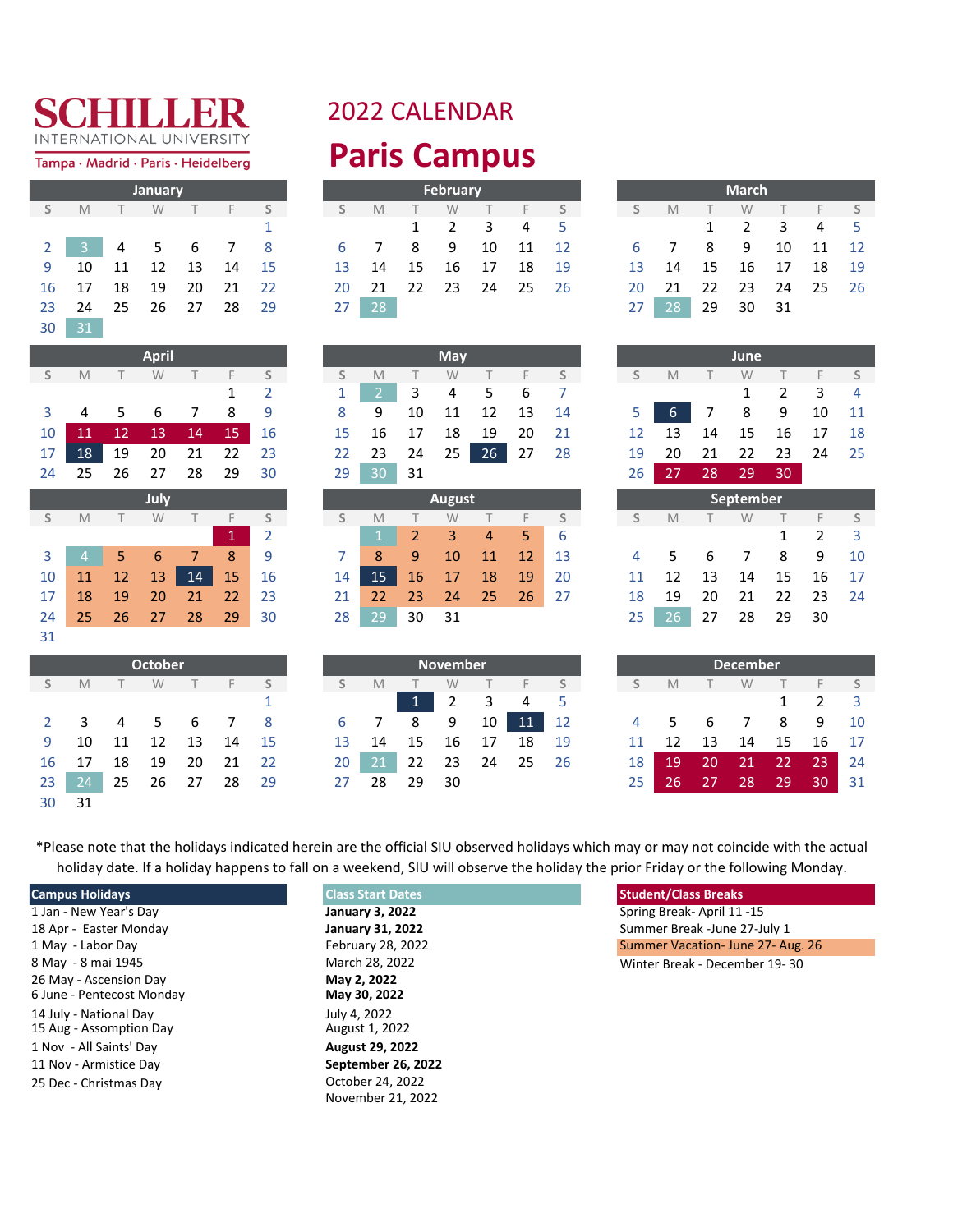SCHILLER
INTERNATIONAL UNIVERSITY
Tampa · Madrid · Paris · Heidelberg

# 2022 CALENDAR

# Paris Campus

### January

| S | M | T | W | T | F | S |
|---|---|---|---|---|---|---|
| | | | | | | 1 |
| 2 | 3 | 4 | 5 | 6 | 7 | 8 |
| 9 | 10 | 11 | 12 | 13 | 14 | 15 |
| 16 | 17 | 18 | 19 | 20 | 21 | 22 |
| 23 | 24 | 25 | 26 | 27 | 28 | 29 |
| 30 | 31 | | | | | |

### February

| S | M | T | W | T | F | S |
|---|---|---|---|---|---|---|
| | | 1 | 2 | 3 | 4 | 5 |
| 6 | 7 | 8 | 9 | 10 | 11 | 12 |
| 13 | 14 | 15 | 16 | 17 | 18 | 19 |
| 20 | 21 | 22 | 23 | 24 | 25 | 26 |
| 27 | 28 | | | | | |

### March

| S | M | T | W | T | F | S |
|---|---|---|---|---|---|---|
| | | 1 | 2 | 3 | 4 | 5 |
| 6 | 7 | 8 | 9 | 10 | 11 | 12 |
| 13 | 14 | 15 | 16 | 17 | 18 | 19 |
| 20 | 21 | 22 | 23 | 24 | 25 | 26 |
| 27 | 28 | 29 | 30 | 31 | | |

### April

| S | M | T | W | T | F | S |
|---|---|---|---|---|---|---|
| | | | | | 1 | 2 |
| 3 | 4 | 5 | 6 | 7 | 8 | 9 |
| 10 | 11 | 12 | 13 | 14 | 15 | 16 |
| 17 | 18 | 19 | 20 | 21 | 22 | 23 |
| 24 | 25 | 26 | 27 | 28 | 29 | 30 |

### May

| S | M | T | W | T | F | S |
|---|---|---|---|---|---|---|
| 1 | 2 | 3 | 4 | 5 | 6 | 7 |
| 8 | 9 | 10 | 11 | 12 | 13 | 14 |
| 15 | 16 | 17 | 18 | 19 | 20 | 21 |
| 22 | 23 | 24 | 25 | 26 | 27 | 28 |
| 29 | 30 | 31 | | | | |

### June

| S | M | T | W | T | F | S |
|---|---|---|---|---|---|---|
| | | | 1 | 2 | 3 | 4 |
| 5 | 6 | 7 | 8 | 9 | 10 | 11 |
| 12 | 13 | 14 | 15 | 16 | 17 | 18 |
| 19 | 20 | 21 | 22 | 23 | 24 | 25 |
| 26 | 27 | 28 | 29 | 30 | | |

### July

| S | M | T | W | T | F | S |
|---|---|---|---|---|---|---|
| | | | | | 1 | 2 |
| 3 | 4 | 5 | 6 | 7 | 8 | 9 |
| 10 | 11 | 12 | 13 | 14 | 15 | 16 |
| 17 | 18 | 19 | 20 | 21 | 22 | 23 |
| 24 | 25 | 26 | 27 | 28 | 29 | 30 |
| 31 | | | | | | |

### August

| S | M | T | W | T | F | S |
|---|---|---|---|---|---|---|
| | 1 | 2 | 3 | 4 | 5 | 6 |
| 7 | 8 | 9 | 10 | 11 | 12 | 13 |
| 14 | 15 | 16 | 17 | 18 | 19 | 20 |
| 21 | 22 | 23 | 24 | 25 | 26 | 27 |
| 28 | 29 | 30 | 31 | | | |

### September

| S | M | T | W | T | F | S |
|---|---|---|---|---|---|---|
| | | | | 1 | 2 | 3 |
| 4 | 5 | 6 | 7 | 8 | 9 | 10 |
| 11 | 12 | 13 | 14 | 15 | 16 | 17 |
| 18 | 19 | 20 | 21 | 22 | 23 | 24 |
| 25 | 26 | 27 | 28 | 29 | 30 | |

### October

| S | M | T | W | T | F | S |
|---|---|---|---|---|---|---|
| | | | | | | 1 |
| 2 | 3 | 4 | 5 | 6 | 7 | 8 |
| 9 | 10 | 11 | 12 | 13 | 14 | 15 |
| 16 | 17 | 18 | 19 | 20 | 21 | 22 |
| 23 | 24 | 25 | 26 | 27 | 28 | 29 |
| 30 | 31 | | | | | |

### November

| S | M | T | W | T | F | S |
|---|---|---|---|---|---|---|
| | | 1 | 2 | 3 | 4 | 5 |
| 6 | 7 | 8 | 9 | 10 | 11 | 12 |
| 13 | 14 | 15 | 16 | 17 | 18 | 19 |
| 20 | 21 | 22 | 23 | 24 | 25 | 26 |
| 27 | 28 | 29 | 30 | | | |

### December

| S | M | T | W | T | F | S |
|---|---|---|---|---|---|---|
| | | | | 1 | 2 | 3 |
| 4 | 5 | 6 | 7 | 8 | 9 | 10 |
| 11 | 12 | 13 | 14 | 15 | 16 | 17 |
| 18 | 19 | 20 | 21 | 22 | 23 | 24 |
| 25 | 26 | 27 | 28 | 29 | 30 | 31 |

*Please note that the holidays indicated herein are the official SIU observed holidays which may or may not coincide with the actual holiday date. If a holiday happens to fall on a weekend, SIU will observe the holiday the prior Friday or the following Monday.

### Campus Holidays

- 1 Jan - New Year's Day
- 18 Apr - Easter Monday
- 1 May - Labor Day
- 8 May - 8 mai 1945
- 26 May - Ascension Day
- 6 June - Pentecost Monday
- 14 July - National Day
- 15 Aug - Assomption Day
- 1 Nov - All Saints' Day
- 11 Nov - Armistice Day
- 25 Dec - Christmas Day

### Class Start Dates

- **January 3, 2022**
- **January 31, 2022**
- February 28, 2022
- March 28, 2022
- **May 2, 2022**
- **May 30, 2022**
- July 4, 2022
- August 1, 2022
- **August 29, 2022**
- **September 26, 2022**
- October 24, 2022
- November 21, 2022

### Student/Class Breaks

- Spring Break- April 11 -15
- Summer Break -June 27-July 1
- Summer Vacation- June 27- Aug. 26
- Winter Break - December 19- 30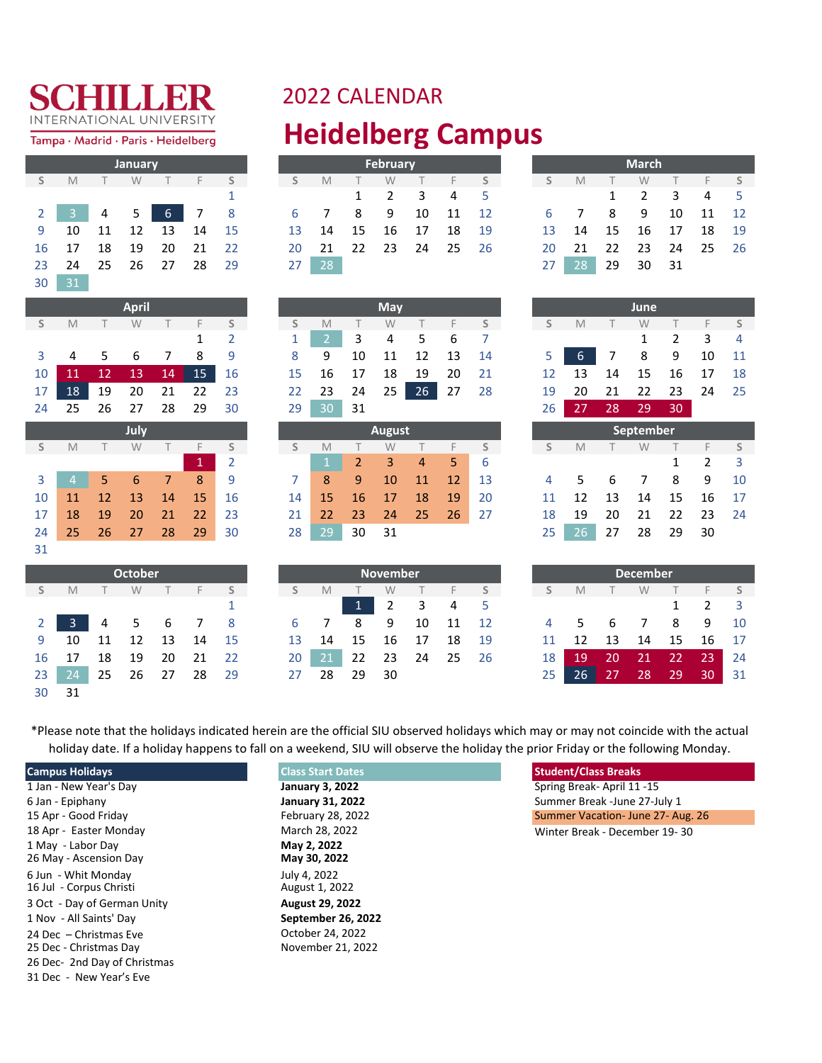SCHILLER INTERNATIONAL UNIVERSITY

Tampa · Madrid · Paris · Heidelberg

# 2022 CALENDAR

# Heidelberg Campus

**January**

| S | M | T | W | T | F | S |
|---|---|---|---|---|---|---|
| | | | | | | 1 |
| 2 | 3 | 4 | 5 | 6 | 7 | 8 |
| 9 | 10 | 11 | 12 | 13 | 14 | 15 |
| 16 | 17 | 18 | 19 | 20 | 21 | 22 |
| 23 | 24 | 25 | 26 | 27 | 28 | 29 |
| 30 | 31 | | | | | |

**February**

| S | M | T | W | T | F | S |
|---|---|---|---|---|---|---|
| | | 1 | 2 | 3 | 4 | 5 |
| 6 | 7 | 8 | 9 | 10 | 11 | 12 |
| 13 | 14 | 15 | 16 | 17 | 18 | 19 |
| 20 | 21 | 22 | 23 | 24 | 25 | 26 |
| 27 | 28 | | | | | |

**March**

| S | M | T | W | T | F | S |
|---|---|---|---|---|---|---|
| | | 1 | 2 | 3 | 4 | 5 |
| 6 | 7 | 8 | 9 | 10 | 11 | 12 |
| 13 | 14 | 15 | 16 | 17 | 18 | 19 |
| 20 | 21 | 22 | 23 | 24 | 25 | 26 |
| 27 | 28 | 29 | 30 | 31 | | |

**April**

| S | M | T | W | T | F | S |
|---|---|---|---|---|---|---|
| | | | | | 1 | 2 |
| 3 | 4 | 5 | 6 | 7 | 8 | 9 |
| 10 | 11 | 12 | 13 | 14 | 15 | 16 |
| 17 | 18 | 19 | 20 | 21 | 22 | 23 |
| 24 | 25 | 26 | 27 | 28 | 29 | 30 |

**May**

| S | M | T | W | T | F | S |
|---|---|---|---|---|---|---|
| 1 | 2 | 3 | 4 | 5 | 6 | 7 |
| 8 | 9 | 10 | 11 | 12 | 13 | 14 |
| 15 | 16 | 17 | 18 | 19 | 20 | 21 |
| 22 | 23 | 24 | 25 | 26 | 27 | 28 |
| 29 | 30 | 31 | | | | |

**June**

| S | M | T | W | T | F | S |
|---|---|---|---|---|---|---|
| | | | 1 | 2 | 3 | 4 |
| 5 | 6 | 7 | 8 | 9 | 10 | 11 |
| 12 | 13 | 14 | 15 | 16 | 17 | 18 |
| 19 | 20 | 21 | 22 | 23 | 24 | 25 |
| 26 | 27 | 28 | 29 | 30 | | |

**July**

| S | M | T | W | T | F | S |
|---|---|---|---|---|---|---|
| | | | | | 1 | 2 |
| 3 | 4 | 5 | 6 | 7 | 8 | 9 |
| 10 | 11 | 12 | 13 | 14 | 15 | 16 |
| 17 | 18 | 19 | 20 | 21 | 22 | 23 |
| 24 | 25 | 26 | 27 | 28 | 29 | 30 |
| 31 | | | | | | |

**August**

| S | M | T | W | T | F | S |
|---|---|---|---|---|---|---|
| | 1 | 2 | 3 | 4 | 5 | 6 |
| 7 | 8 | 9 | 10 | 11 | 12 | 13 |
| 14 | 15 | 16 | 17 | 18 | 19 | 20 |
| 21 | 22 | 23 | 24 | 25 | 26 | 27 |
| 28 | 29 | 30 | 31 | | | |

**September**

| S | M | T | W | T | F | S |
|---|---|---|---|---|---|---|
| | | | | 1 | 2 | 3 |
| 4 | 5 | 6 | 7 | 8 | 9 | 10 |
| 11 | 12 | 13 | 14 | 15 | 16 | 17 |
| 18 | 19 | 20 | 21 | 22 | 23 | 24 |
| 25 | 26 | 27 | 28 | 29 | 30 | |

**October**

| S | M | T | W | T | F | S |
|---|---|---|---|---|---|---|
| | | | | | | 1 |
| 2 | 3 | 4 | 5 | 6 | 7 | 8 |
| 9 | 10 | 11 | 12 | 13 | 14 | 15 |
| 16 | 17 | 18 | 19 | 20 | 21 | 22 |
| 23 | 24 | 25 | 26 | 27 | 28 | 29 |
| 30 | 31 | | | | | |

**November**

| S | M | T | W | T | F | S |
|---|---|---|---|---|---|---|
| | | 1 | 2 | 3 | 4 | 5 |
| 6 | 7 | 8 | 9 | 10 | 11 | 12 |
| 13 | 14 | 15 | 16 | 17 | 18 | 19 |
| 20 | 21 | 22 | 23 | 24 | 25 | 26 |
| 27 | 28 | 29 | 30 | | | |

**December**

| S | M | T | W | T | F | S |
|---|---|---|---|---|---|---|
| | | | | 1 | 2 | 3 |
| 4 | 5 | 6 | 7 | 8 | 9 | 10 |
| 11 | 12 | 13 | 14 | 15 | 16 | 17 |
| 18 | 19 | 20 | 21 | 22 | 23 | 24 |
| 25 | 26 | 27 | 28 | 29 | 30 | 31 |

*Please note that the holidays indicated herein are the official SIU observed holidays which may or may not coincide with the actual holiday date. If a holiday happens to fall on a weekend, SIU will observe the holiday the prior Friday or the following Monday.

**Campus Holidays**

- 1 Jan - New Year's Day
- 6 Jan - Epiphany
- 15 Apr - Good Friday
- 18 Apr - Easter Monday
- 1 May - Labor Day
- 26 May - Ascension Day
- 6 Jun - Whit Monday
- 16 Jul - Corpus Christi
- 3 Oct - Day of German Unity
- 1 Nov - All Saints' Day
- 24 Dec – Christmas Eve
- 25 Dec - Christmas Day
- 26 Dec- 2nd Day of Christmas
- 31 Dec - New Year's Eve

**Class Start Dates**

- **January 3, 2022**
- **January 31, 2022**
- February 28, 2022
- March 28, 2022
- **May 2, 2022**
- **May 30, 2022**
- July 4, 2022
- August 1, 2022
- **August 29, 2022**
- **September 26, 2022**
- October 24, 2022
- November 21, 2022

**Student/Class Breaks**

- Spring Break- April 11 -15
- Summer Break -June 27-July 1
- Summer Vacation- June 27- Aug. 26
- Winter Break - December 19- 30